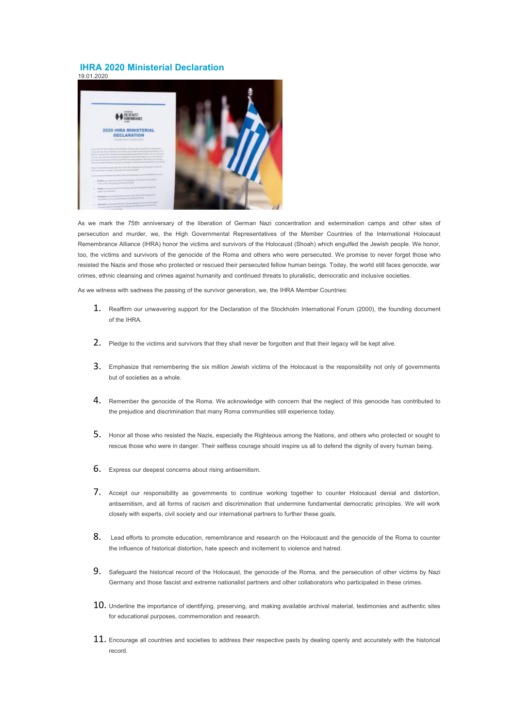## IHRA 2020 Ministerial Declaration

19.01.2020

As we mark the 75th anniversary of the liberation of German Nazi concentration and extermination camps and other sites of persecution and murder, we, the High Governmental Representatives of the Member Countries of the International Holocaust Remembrance Alliance (IHRA) honor the victims and survivors of the Holocaust (Shoah) which engulfed the Jewish people. We honor, too, the victims and survivors of the genocide of the Roma and others who were persecuted. We promise to never forget those who resisted the Nazis and those who protected or rescued their persecuted fellow human beings. Today, the world still faces genocide, war crimes, ethnic cleansing and crimes against humanity and continued threats to pluralistic, democratic and inclusive societies.

As we witness with sadness the passing of the survivor generation, we, the IHRA Member Countries:

1. Reaffirm our unwavering support for the Declaration of the Stockholm International Forum (2000), the founding document of the IHRA.

2. Pledge to the victims and survivors that they shall never be forgotten and that their legacy will be kept alive.

3. Emphasize that remembering the six million Jewish victims of the Holocaust is the responsibility not only of governments but of societies as a whole.

4. Remember the genocide of the Roma. We acknowledge with concern that the neglect of this genocide has contributed to the prejudice and discrimination that many Roma communities still experience today.

5. Honor all those who resisted the Nazis, especially the Righteous among the Nations, and others who protected or sought to rescue those who were in danger. Their selfless courage should inspire us all to defend the dignity of every human being.

6. Express our deepest concerns about rising antisemitism.

7. Accept our responsibility as governments to continue working together to counter Holocaust denial and distortion, antisemitism, and all forms of racism and discrimination that undermine fundamental democratic principles. We will work closely with experts, civil society and our international partners to further these goals.

8. Lead efforts to promote education, remembrance and research on the Holocaust and the genocide of the Roma to counter the influence of historical distortion, hate speech and incitement to violence and hatred.

9. Safeguard the historical record of the Holocaust, the genocide of the Roma, and the persecution of other victims by Nazi Germany and those fascist and extreme nationalist partners and other collaborators who participated in these crimes.

10. Underline the importance of identifying, preserving, and making available archival material, testimonies and authentic sites for educational purposes, commemoration and research.

11. Encourage all countries and societies to address their respective pasts by dealing openly and accurately with the historical record.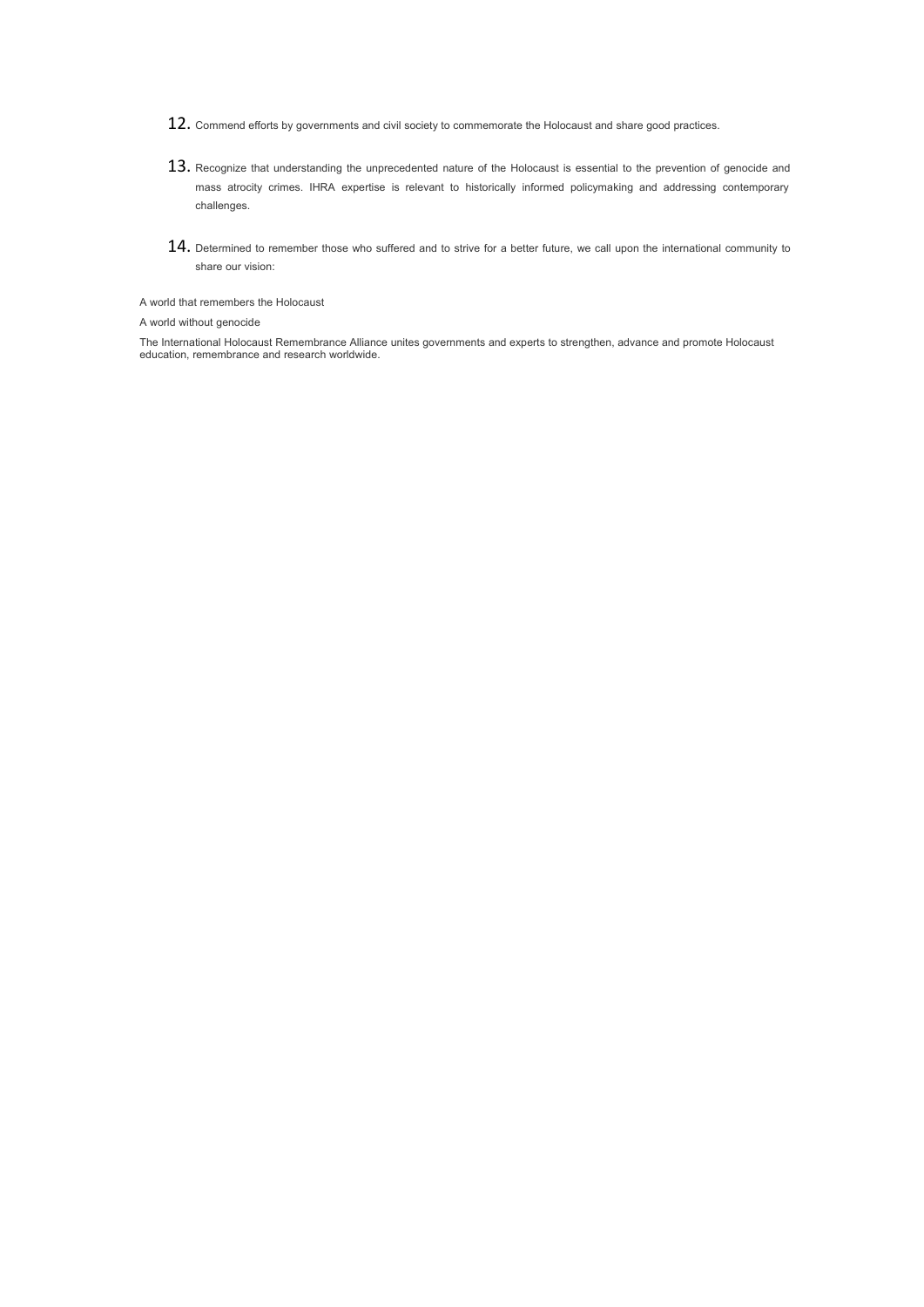12. Commend efforts by governments and civil society to commemorate the Holocaust and share good practices.

13. Recognize that understanding the unprecedented nature of the Holocaust is essential to the prevention of genocide and mass atrocity crimes. IHRA expertise is relevant to historically informed policymaking and addressing contemporary challenges.

14. Determined to remember those who suffered and to strive for a better future, we call upon the international community to share our vision:

A world that remembers the Holocaust

A world without genocide

The International Holocaust Remembrance Alliance unites governments and experts to strengthen, advance and promote Holocaust education, remembrance and research worldwide.